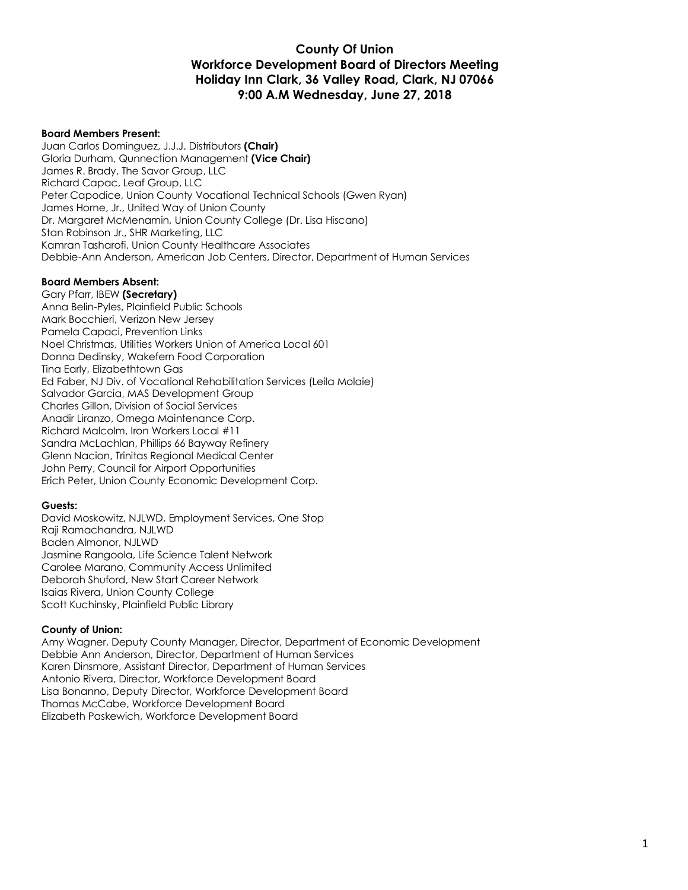# County Of Union
# Workforce Development Board of Directors Meeting
# Holiday Inn Clark, 36 Valley Road, Clark, NJ 07066
# 9:00 A.M Wednesday, June 27, 2018

**Board Members Present:**
Juan Carlos Dominguez, J.J.J. Distributors **(Chair)**
Gloria Durham, Qunnection Management **(Vice Chair)**
James R. Brady, The Savor Group, LLC
Richard Capac, Leaf Group, LLC
Peter Capodice, Union County Vocational Technical Schools (Gwen Ryan)
James Horne, Jr., United Way of Union County
Dr. Margaret McMenamin, Union County College (Dr. Lisa Hiscano)
Stan Robinson Jr., SHR Marketing, LLC
Kamran Tasharofi, Union County Healthcare Associates
Debbie-Ann Anderson, American Job Centers, Director, Department of Human Services

**Board Members Absent:**
Gary Pfarr, IBEW **(Secretary)**
Anna Belin-Pyles, Plainfield Public Schools
Mark Bocchieri, Verizon New Jersey
Pamela Capaci, Prevention Links
Noel Christmas, Utilities Workers Union of America Local 601
Donna Dedinsky, Wakefern Food Corporation
Tina Early, Elizabethtown Gas
Ed Faber, NJ Div. of Vocational Rehabilitation Services (Leila Molaie)
Salvador Garcia, MAS Development Group
Charles Gillon, Division of Social Services
Anadir Liranzo, Omega Maintenance Corp.
Richard Malcolm, Iron Workers Local #11
Sandra McLachlan, Phillips 66 Bayway Refinery
Glenn Nacion, Trinitas Regional Medical Center
John Perry, Council for Airport Opportunities
Erich Peter, Union County Economic Development Corp.

**Guests:**
David Moskowitz, NJLWD, Employment Services, One Stop
Raji Ramachandra, NJLWD
Baden Almonor, NJLWD
Jasmine Rangoola, Life Science Talent Network
Carolee Marano, Community Access Unlimited
Deborah Shuford, New Start Career Network
Isaias Rivera, Union County College
Scott Kuchinsky, Plainfield Public Library

**County of Union:**
Amy Wagner, Deputy County Manager, Director, Department of Economic Development
Debbie Ann Anderson, Director, Department of Human Services
Karen Dinsmore, Assistant Director, Department of Human Services
Antonio Rivera, Director, Workforce Development Board
Lisa Bonanno, Deputy Director, Workforce Development Board
Thomas McCabe, Workforce Development Board
Elizabeth Paskewich, Workforce Development Board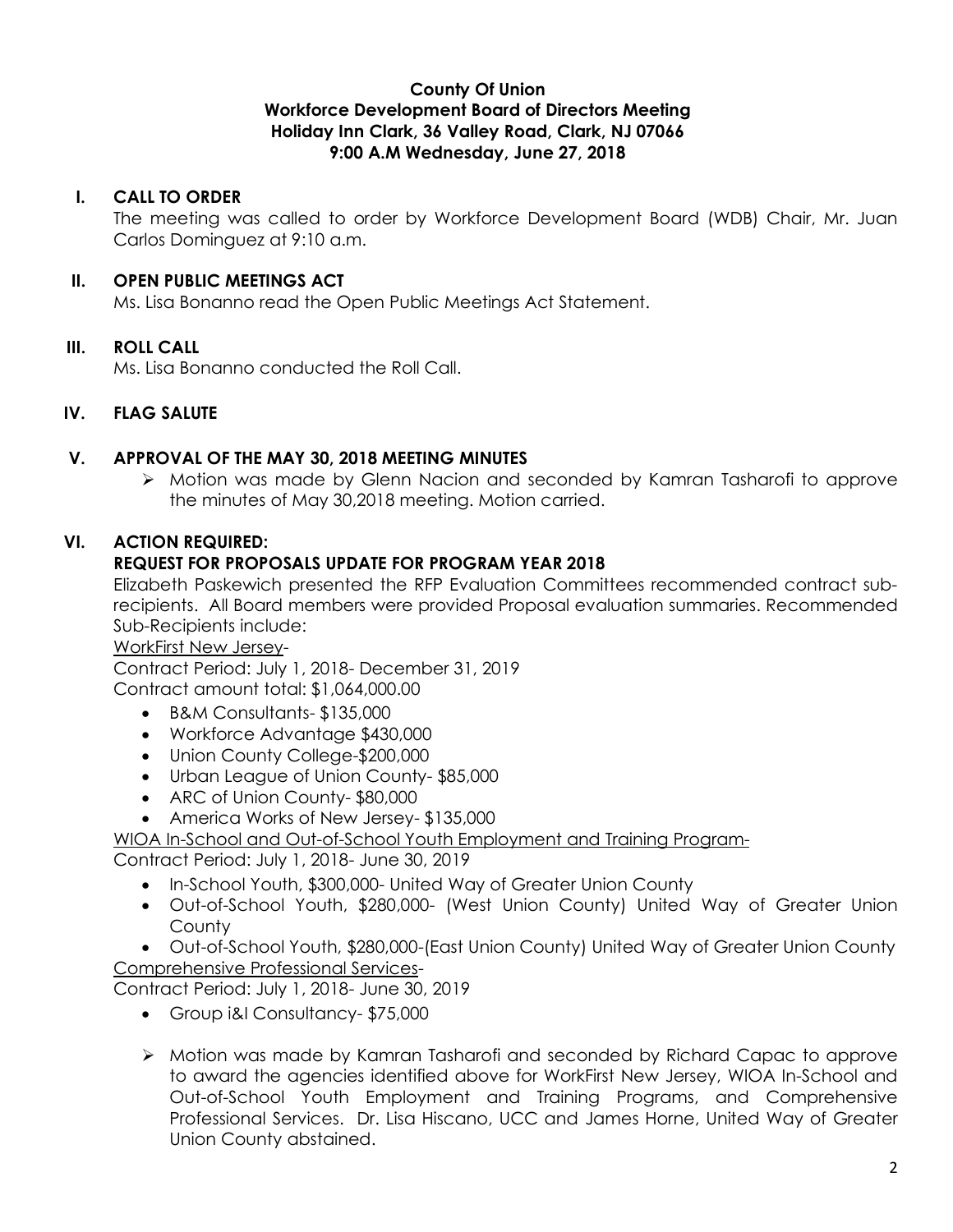**County Of Union**
**Workforce Development Board of Directors Meeting**
**Holiday Inn Clark, 36 Valley Road, Clark, NJ 07066**
**9:00 A.M Wednesday, June 27, 2018**

## I. CALL TO ORDER

The meeting was called to order by Workforce Development Board (WDB) Chair, Mr. Juan Carlos Dominguez at 9:10 a.m.

## II. OPEN PUBLIC MEETINGS ACT

Ms. Lisa Bonanno read the Open Public Meetings Act Statement.

## III. ROLL CALL

Ms. Lisa Bonanno conducted the Roll Call.

## IV. FLAG SALUTE

## V. APPROVAL OF THE MAY 30, 2018 MEETING MINUTES

- Motion was made by Glenn Nacion and seconded by Kamran Tasharofi to approve the minutes of May 30,2018 meeting. Motion carried.

## VI. ACTION REQUIRED:

### REQUEST FOR PROPOSALS UPDATE FOR PROGRAM YEAR 2018

Elizabeth Paskewich presented the RFP Evaluation Committees recommended contract sub-recipients. All Board members were provided Proposal evaluation summaries. Recommended Sub-Recipients include:

<u>WorkFirst New Jersey</u>-

Contract Period: July 1, 2018- December 31, 2019

Contract amount total: $1,064,000.00

- B&M Consultants- $135,000
- Workforce Advantage $430,000
- Union County College-$200,000
- Urban League of Union County- $85,000
- ARC of Union County- $80,000
- America Works of New Jersey- $135,000

<u>WIOA In-School and Out-of-School Youth Employment and Training Program-</u>

Contract Period: July 1, 2018- June 30, 2019

- In-School Youth, $300,000- United Way of Greater Union County
- Out-of-School Youth, $280,000- (West Union County) United Way of Greater Union County
- Out-of-School Youth, $280,000-(East Union County) United Way of Greater Union County

<u>Comprehensive Professional Services</u>-

Contract Period: July 1, 2018- June 30, 2019

- Group i&I Consultancy- $75,000

- Motion was made by Kamran Tasharofi and seconded by Richard Capac to approve to award the agencies identified above for WorkFirst New Jersey, WIOA In-School and Out-of-School Youth Employment and Training Programs, and Comprehensive Professional Services. Dr. Lisa Hiscano, UCC and James Horne, United Way of Greater Union County abstained.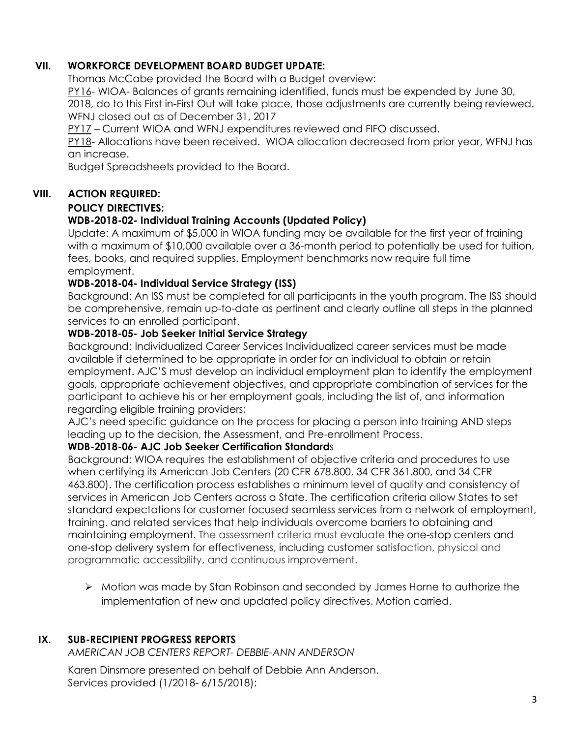## VII. WORKFORCE DEVELOPMENT BOARD BUDGET UPDATE:

Thomas McCabe provided the Board with a Budget overview:

PY16- WIOA- Balances of grants remaining identified, funds must be expended by June 30, 2018, do to this First in-First Out will take place, those adjustments are currently being reviewed. WFNJ closed out as of December 31, 2017

PY17 – Current WIOA and WFNJ expenditures reviewed and FIFO discussed.

PY18- Allocations have been received. WIOA allocation decreased from prior year, WFNJ has an increase.

Budget Spreadsheets provided to the Board.

## VIII. ACTION REQUIRED:

**POLICY DIRECTIVES:**

**WDB-2018-02- Individual Training Accounts (Updated Policy)**

Update: A maximum of $5,000 in WIOA funding may be available for the first year of training with a maximum of $10,000 available over a 36-month period to potentially be used for tuition, fees, books, and required supplies. Employment benchmarks now require full time employment.

**WDB-2018-04- Individual Service Strategy (ISS)**

Background: An ISS must be completed for all participants in the youth program. The ISS should be comprehensive, remain up-to-date as pertinent and clearly outline all steps in the planned services to an enrolled participant.

**WDB-2018-05- Job Seeker Initial Service Strategy**

Background: Individualized Career Services Individualized career services must be made available if determined to be appropriate in order for an individual to obtain or retain employment. AJC'S must develop an individual employment plan to identify the employment goals, appropriate achievement objectives, and appropriate combination of services for the participant to achieve his or her employment goals, including the list of, and information regarding eligible training providers;

AJC's need specific guidance on the process for placing a person into training AND steps leading up to the decision, the Assessment, and Pre-enrollment Process.

**WDB-2018-06- AJC Job Seeker Certification Standards**

Background: WIOA requires the establishment of objective criteria and procedures to use when certifying its American Job Centers (20 CFR 678.800, 34 CFR 361.800, and 34 CFR 463.800). The certification process establishes a minimum level of quality and consistency of services in American Job Centers across a State. The certification criteria allow States to set standard expectations for customer focused seamless services from a network of employment, training, and related services that help individuals overcome barriers to obtaining and maintaining employment. The assessment criteria must evaluate the one-stop centers and one-stop delivery system for effectiveness, including customer satisfaction, physical and programmatic accessibility, and continuous improvement.

- Motion was made by Stan Robinson and seconded by James Horne to authorize the implementation of new and updated policy directives. Motion carried.

## IX. SUB-RECIPIENT PROGRESS REPORTS

*AMERICAN JOB CENTERS REPORT- DEBBIE-ANN ANDERSON*

Karen Dinsmore presented on behalf of Debbie Ann Anderson.
Services provided (1/2018- 6/15/2018):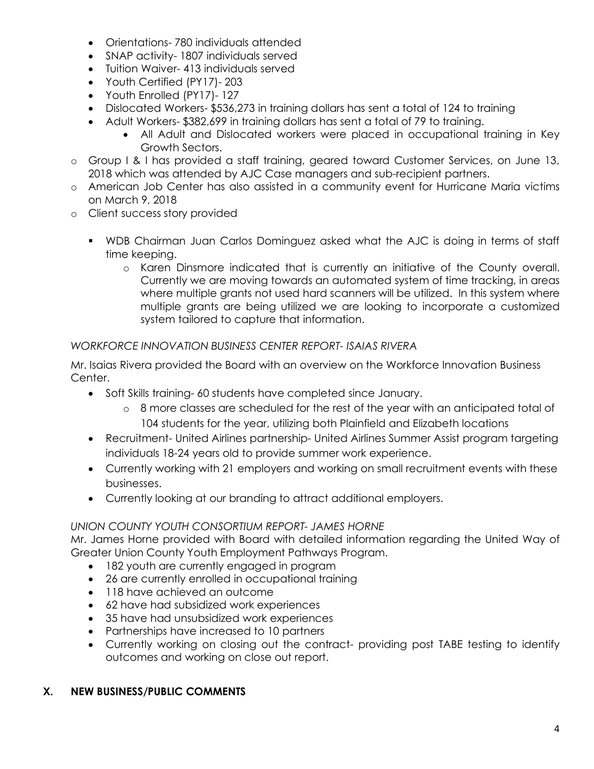- Orientations- 780 individuals attended
- SNAP activity- 1807 individuals served
- Tuition Waiver- 413 individuals served
- Youth Certified (PY17)- 203
- Youth Enrolled (PY17)- 127
- Dislocated Workers- $536,273 in training dollars has sent a total of 124 to training
- Adult Workers- $382,699 in training dollars has sent a total of 79 to training.
  - All Adult and Dislocated workers were placed in occupational training in Key Growth Sectors.

- Group I & I has provided a staff training, geared toward Customer Services, on June 13, 2018 which was attended by AJC Case managers and sub-recipient partners.
- American Job Center has also assisted in a community event for Hurricane Maria victims on March 9, 2018
- Client success story provided
  - WDB Chairman Juan Carlos Dominguez asked what the AJC is doing in terms of staff time keeping.
    - Karen Dinsmore indicated that is currently an initiative of the County overall. Currently we are moving towards an automated system of time tracking, in areas where multiple grants not used hard scanners will be utilized. In this system where multiple grants are being utilized we are looking to incorporate a customized system tailored to capture that information.

*WORKFORCE INNOVATION BUSINESS CENTER REPORT- ISAIAS RIVERA*

Mr. Isaias Rivera provided the Board with an overview on the Workforce Innovation Business Center.

- Soft Skills training- 60 students have completed since January.
  - 8 more classes are scheduled for the rest of the year with an anticipated total of 104 students for the year, utilizing both Plainfield and Elizabeth locations
- Recruitment- United Airlines partnership- United Airlines Summer Assist program targeting individuals 18-24 years old to provide summer work experience.
- Currently working with 21 employers and working on small recruitment events with these businesses.
- Currently looking at our branding to attract additional employers.

*UNION COUNTY YOUTH CONSORTIUM REPORT- JAMES HORNE*

Mr. James Horne provided with Board with detailed information regarding the United Way of Greater Union County Youth Employment Pathways Program.

- 182 youth are currently engaged in program
- 26 are currently enrolled in occupational training
- 118 have achieved an outcome
- 62 have had subsidized work experiences
- 35 have had unsubsidized work experiences
- Partnerships have increased to 10 partners
- Currently working on closing out the contract- providing post TABE testing to identify outcomes and working on close out report.

## X. NEW BUSINESS/PUBLIC COMMENTS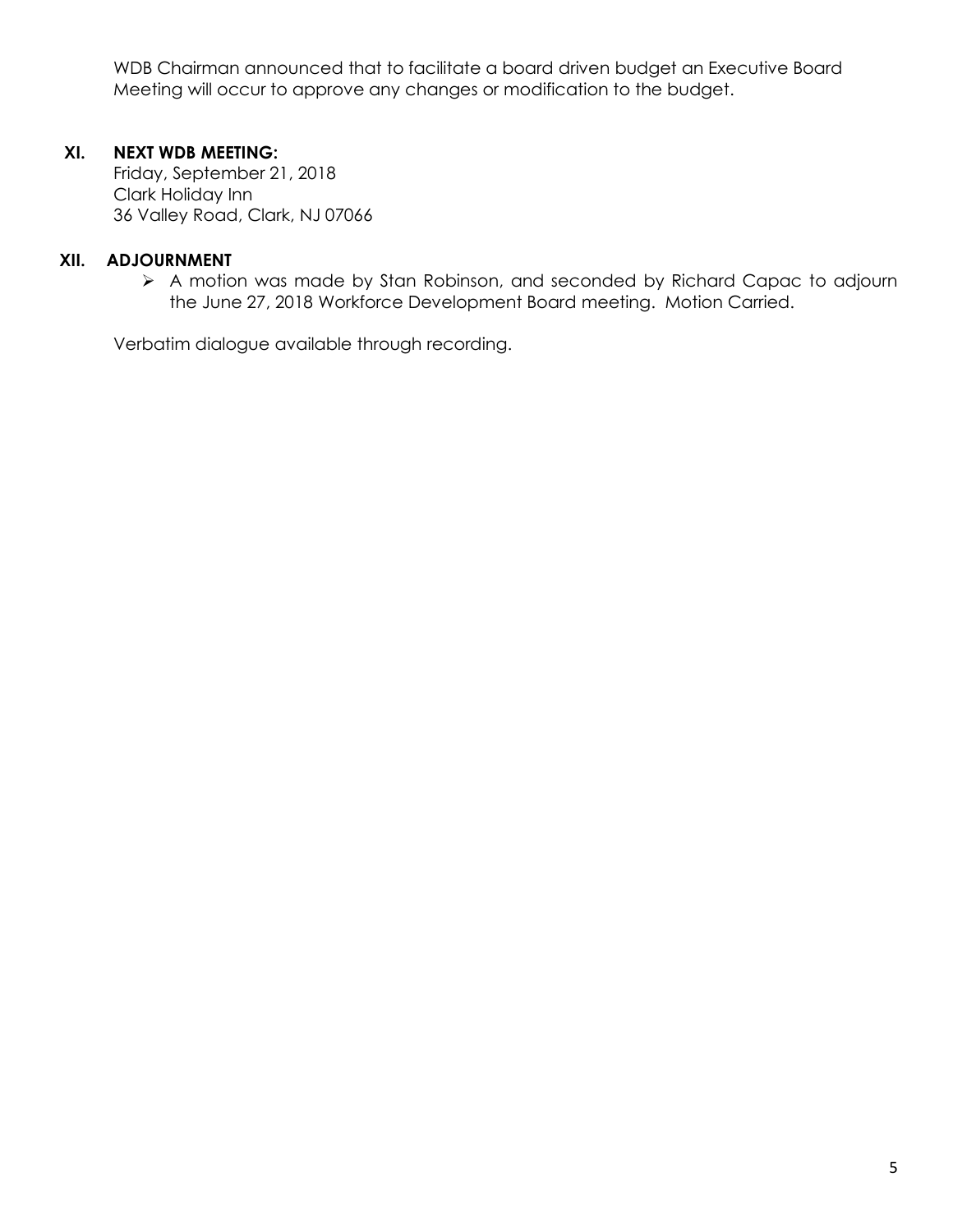WDB Chairman announced that to facilitate a board driven budget an Executive Board Meeting will occur to approve any changes or modification to the budget.

## XI. NEXT WDB MEETING:

Friday, September 21, 2018
Clark Holiday Inn
36 Valley Road, Clark, NJ 07066

## XII. ADJOURNMENT

- A motion was made by Stan Robinson, and seconded by Richard Capac to adjourn the June 27, 2018 Workforce Development Board meeting. Motion Carried.

Verbatim dialogue available through recording.